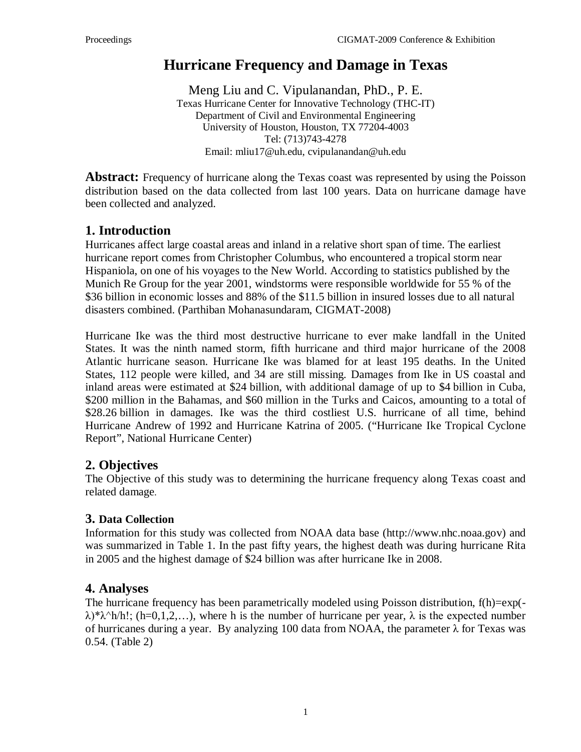# Hurricane Frequency and Damage in Texas

Meng Liu and C. Vipulanandan, PhD., P. E.
Texas Hurricane Center for Innovative Technology (THC-IT)
Department of Civil and Environmental Engineering
University of Houston, Houston, TX 77204-4003
Tel: (713)743-4278
Email: mliu17@uh.edu, cvipulanandan@uh.edu

**Abstract:** Frequency of hurricane along the Texas coast was represented by using the Poisson distribution based on the data collected from last 100 years. Data on hurricane damage have been collected and analyzed.

## 1. Introduction

Hurricanes affect large coastal areas and inland in a relative short span of time. The earliest hurricane report comes from Christopher Columbus, who encountered a tropical storm near Hispaniola, on one of his voyages to the New World. According to statistics published by the Munich Re Group for the year 2001, windstorms were responsible worldwide for 55 % of the \$36 billion in economic losses and 88% of the \$11.5 billion in insured losses due to all natural disasters combined. (Parthiban Mohanasundaram, CIGMAT-2008)

Hurricane Ike was the third most destructive hurricane to ever make landfall in the United States. It was the ninth named storm, fifth hurricane and third major hurricane of the 2008 Atlantic hurricane season. Hurricane Ike was blamed for at least 195 deaths. In the United States, 112 people were killed, and 34 are still missing. Damages from Ike in US coastal and inland areas were estimated at \$24 billion, with additional damage of up to \$4 billion in Cuba, \$200 million in the Bahamas, and \$60 million in the Turks and Caicos, amounting to a total of \$28.26 billion in damages. Ike was the third costliest U.S. hurricane of all time, behind Hurricane Andrew of 1992 and Hurricane Katrina of 2005. ("Hurricane Ike Tropical Cyclone Report", National Hurricane Center)

## 2. Objectives

The Objective of this study was to determining the hurricane frequency along Texas coast and related damage.

## 3. Data Collection

Information for this study was collected from NOAA data base (http://www.nhc.noaa.gov) and was summarized in Table 1. In the past fifty years, the highest death was during hurricane Rita in 2005 and the highest damage of \$24 billion was after hurricane Ike in 2008.

## 4. Analyses

The hurricane frequency has been parametrically modeled using Poisson distribution, $f(h)=\exp(-\lambda)*\lambda^h/h!$; $(h=0,1,2,\ldots)$, where h is the number of hurricane per year, $\lambda$ is the expected number of hurricanes during a year. By analyzing 100 data from NOAA, the parameter $\lambda$ for Texas was 0.54. (Table 2)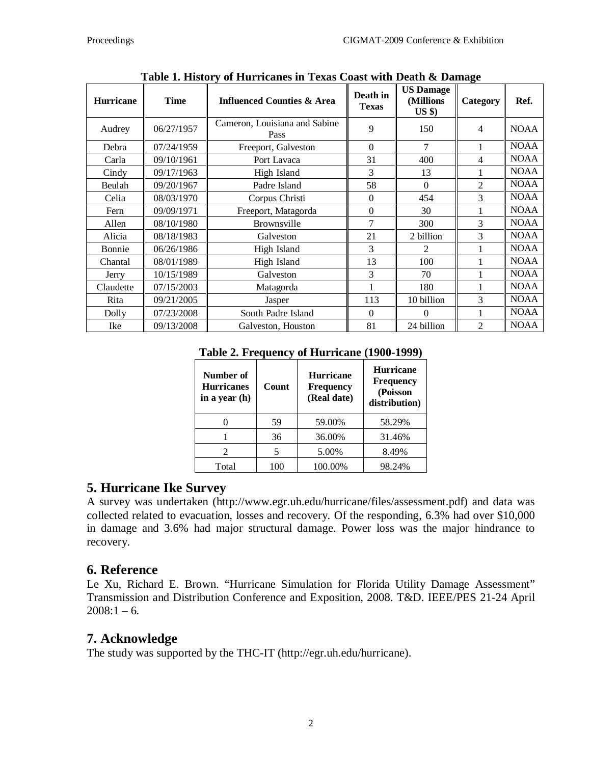**Table 1. History of Hurricanes in Texas Coast with Death & Damage**

| Hurricane | Time | Influenced Counties & Area | Death in Texas | US Damage (Millions US $) | Category | Ref. |
|---|---|---|---|---|---|---|
| Audrey | 06/27/1957 | Cameron, Louisiana and Sabine Pass | 9 | 150 | 4 | NOAA |
| Debra | 07/24/1959 | Freeport, Galveston | 0 | 7 | 1 | NOAA |
| Carla | 09/10/1961 | Port Lavaca | 31 | 400 | 4 | NOAA |
| Cindy | 09/17/1963 | High Island | 3 | 13 | 1 | NOAA |
| Beulah | 09/20/1967 | Padre Island | 58 | 0 | 2 | NOAA |
| Celia | 08/03/1970 | Corpus Christi | 0 | 454 | 3 | NOAA |
| Fern | 09/09/1971 | Freeport, Matagorda | 0 | 30 | 1 | NOAA |
| Allen | 08/10/1980 | Brownsville | 7 | 300 | 3 | NOAA |
| Alicia | 08/18/1983 | Galveston | 21 | 2 billion | 3 | NOAA |
| Bonnie | 06/26/1986 | High Island | 3 | 2 | 1 | NOAA |
| Chantal | 08/01/1989 | High Island | 13 | 100 | 1 | NOAA |
| Jerry | 10/15/1989 | Galveston | 3 | 70 | 1 | NOAA |
| Claudette | 07/15/2003 | Matagorda | 1 | 180 | 1 | NOAA |
| Rita | 09/21/2005 | Jasper | 113 | 10 billion | 3 | NOAA |
| Dolly | 07/23/2008 | South Padre Island | 0 | 0 | 1 | NOAA |
| Ike | 09/13/2008 | Galveston, Houston | 81 | 24 billion | 2 | NOAA |

**Table 2. Frequency of Hurricane (1900-1999)**

| Number of Hurricanes in a year (h) | Count | Hurricane Frequency (Real date) | Hurricane Frequency (Poisson distribution) |
|---|---|---|---|
| 0 | 59 | 59.00% | 58.29% |
| 1 | 36 | 36.00% | 31.46% |
| 2 | 5 | 5.00% | 8.49% |
| Total | 100 | 100.00% | 98.24% |

## 5. Hurricane Ike Survey

A survey was undertaken (http://www.egr.uh.edu/hurricane/files/assessment.pdf) and data was collected related to evacuation, losses and recovery. Of the responding, 6.3% had over $10,000 in damage and 3.6% had major structural damage. Power loss was the major hindrance to recovery.

## 6. Reference

Le Xu, Richard E. Brown. "Hurricane Simulation for Florida Utility Damage Assessment" Transmission and Distribution Conference and Exposition, 2008. T&D. IEEE/PES 21-24 April 2008:1 – 6.

## 7. Acknowledge

The study was supported by the THC-IT (http://egr.uh.edu/hurricane).